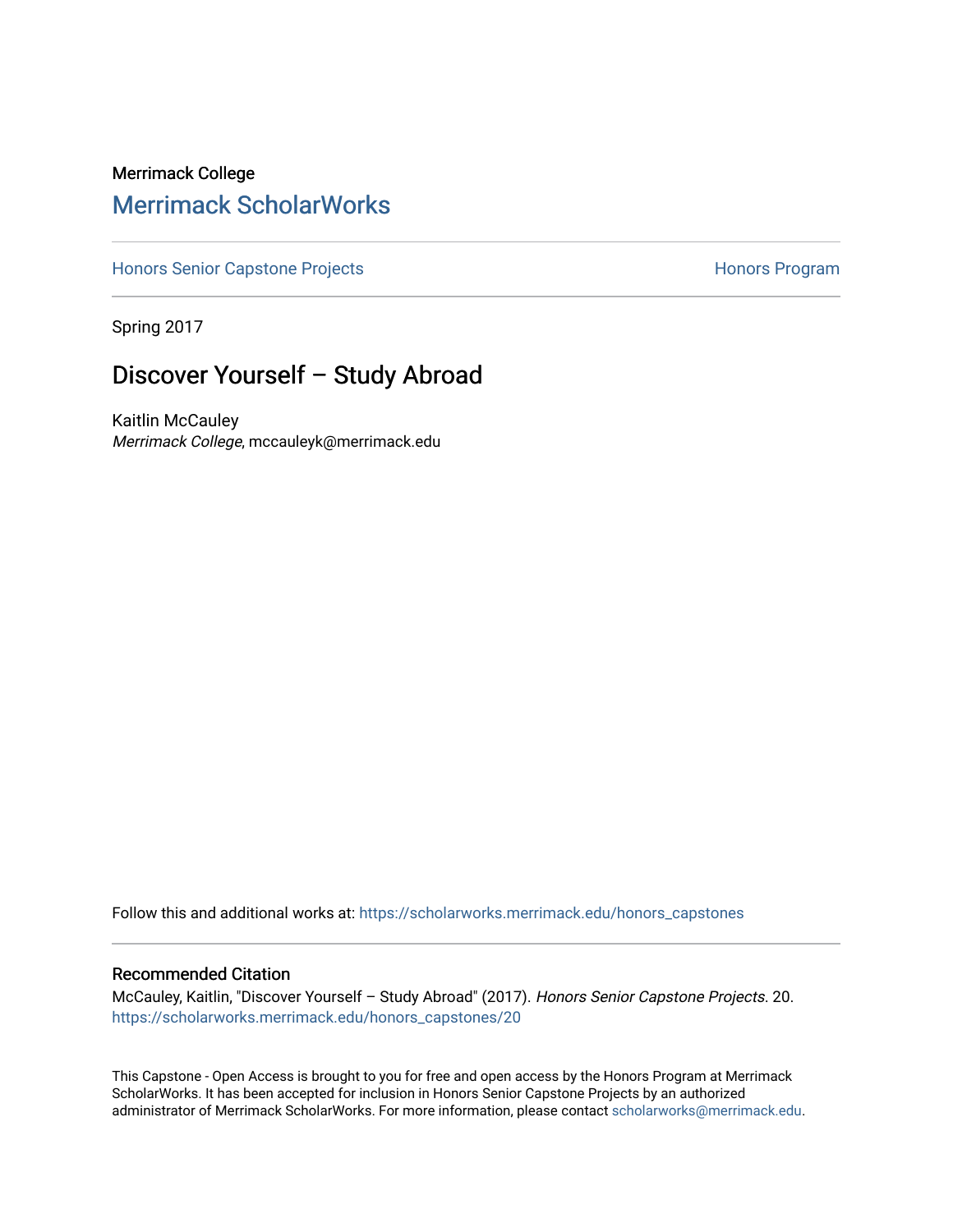Merrimack College

# Merrimack ScholarWorks

Honors Senior Capstone Projects | Honors Program

Spring 2017

## Discover Yourself – Study Abroad

Kaitlin McCauley
*Merrimack College*, mccauleyk@merrimack.edu

Follow this and additional works at: https://scholarworks.merrimack.edu/honors_capstones

### Recommended Citation

McCauley, Kaitlin, "Discover Yourself – Study Abroad" (2017). *Honors Senior Capstone Projects*. 20.
https://scholarworks.merrimack.edu/honors_capstones/20

This Capstone - Open Access is brought to you for free and open access by the Honors Program at Merrimack ScholarWorks. It has been accepted for inclusion in Honors Senior Capstone Projects by an authorized administrator of Merrimack ScholarWorks. For more information, please contact scholarworks@merrimack.edu.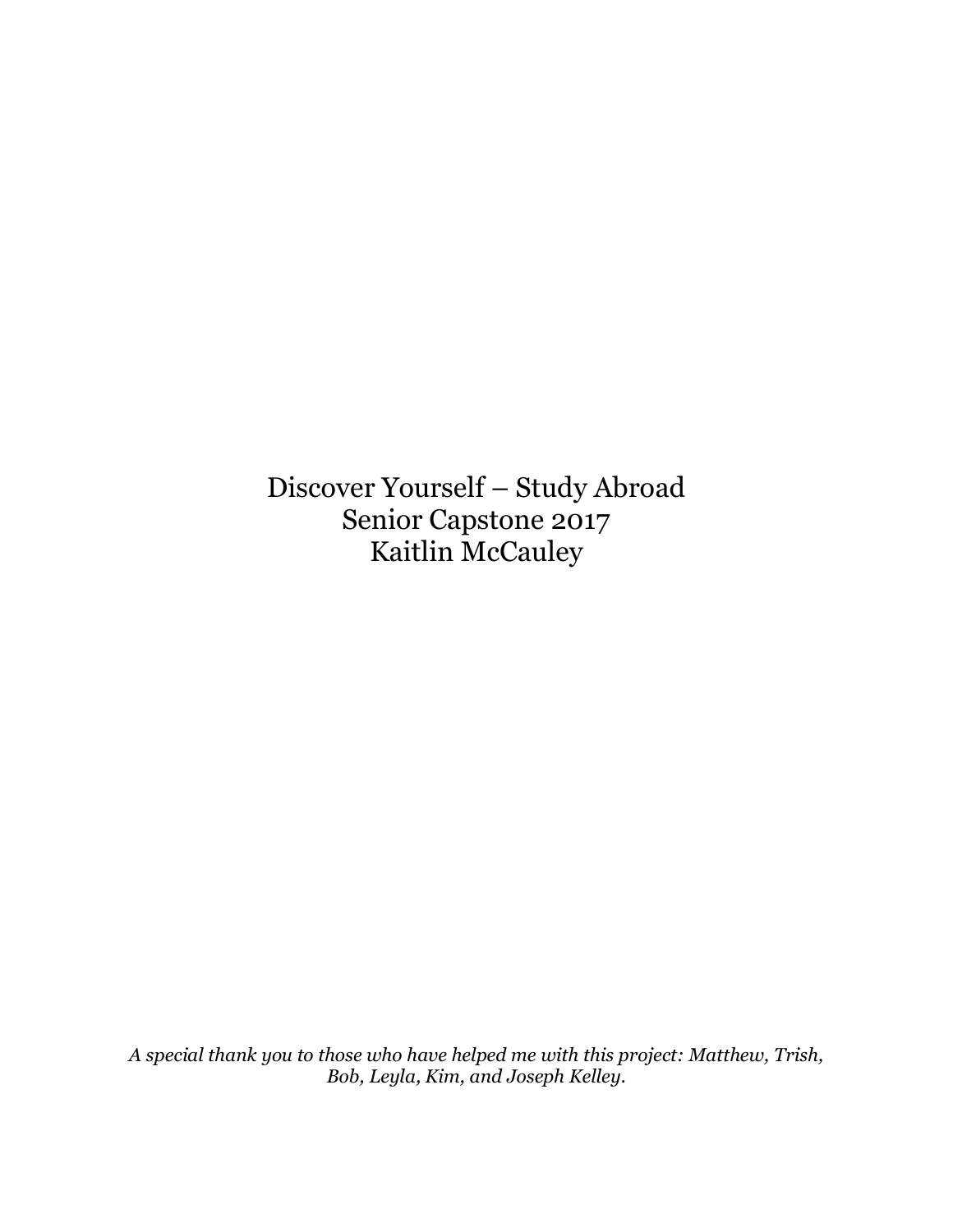# Discover Yourself – Study Abroad
Senior Capstone 2017
Kaitlin McCauley

*A special thank you to those who have helped me with this project: Matthew, Trish, Bob, Leyla, Kim, and Joseph Kelley.*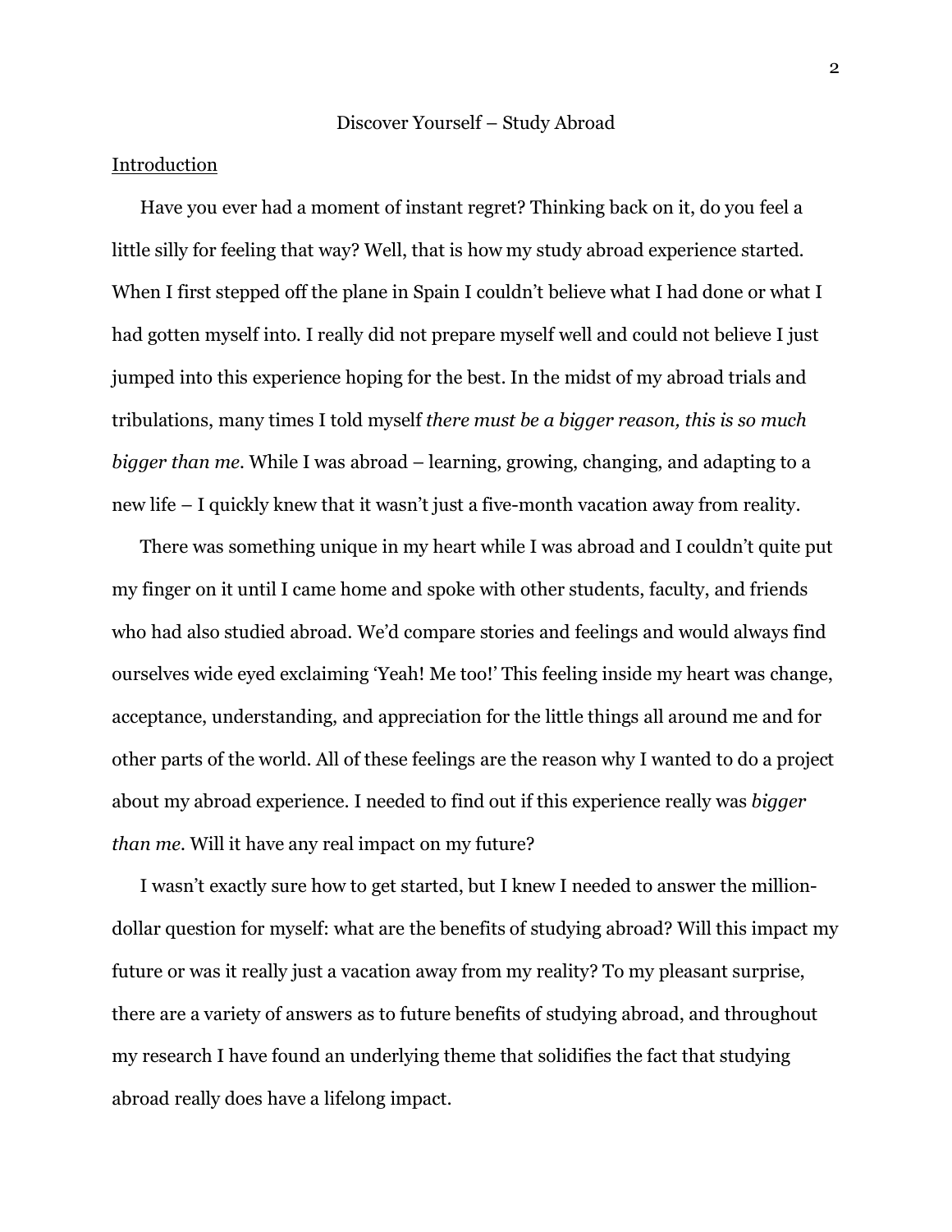# Discover Yourself – Study Abroad

## Introduction

Have you ever had a moment of instant regret? Thinking back on it, do you feel a little silly for feeling that way? Well, that is how my study abroad experience started. When I first stepped off the plane in Spain I couldn't believe what I had done or what I had gotten myself into. I really did not prepare myself well and could not believe I just jumped into this experience hoping for the best. In the midst of my abroad trials and tribulations, many times I told myself *there must be a bigger reason, this is so much bigger than me*. While I was abroad – learning, growing, changing, and adapting to a new life – I quickly knew that it wasn't just a five-month vacation away from reality.

There was something unique in my heart while I was abroad and I couldn't quite put my finger on it until I came home and spoke with other students, faculty, and friends who had also studied abroad. We'd compare stories and feelings and would always find ourselves wide eyed exclaiming 'Yeah! Me too!' This feeling inside my heart was change, acceptance, understanding, and appreciation for the little things all around me and for other parts of the world. All of these feelings are the reason why I wanted to do a project about my abroad experience. I needed to find out if this experience really was *bigger than me*. Will it have any real impact on my future?

I wasn't exactly sure how to get started, but I knew I needed to answer the million-dollar question for myself: what are the benefits of studying abroad? Will this impact my future or was it really just a vacation away from my reality? To my pleasant surprise, there are a variety of answers as to future benefits of studying abroad, and throughout my research I have found an underlying theme that solidifies the fact that studying abroad really does have a lifelong impact.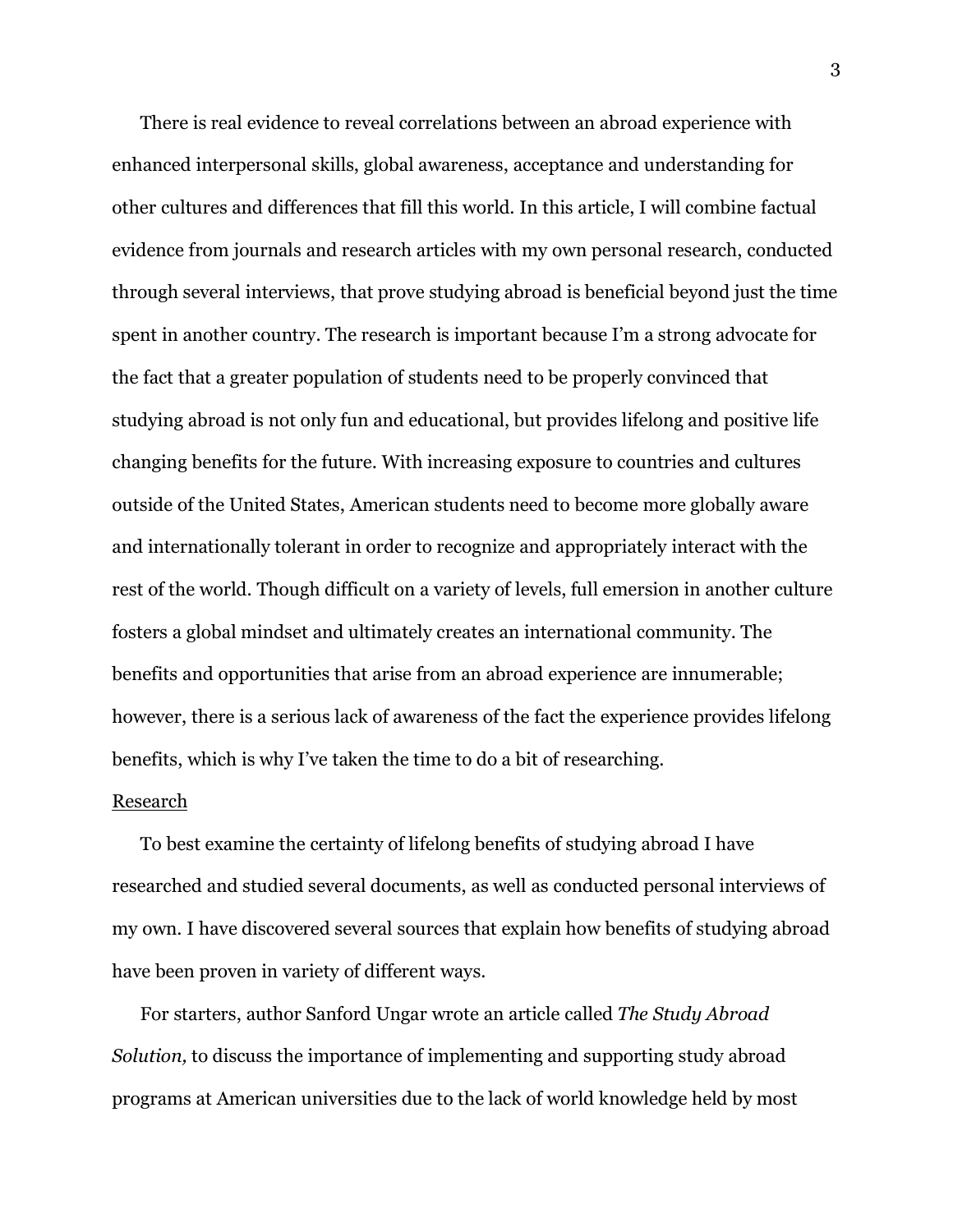There is real evidence to reveal correlations between an abroad experience with enhanced interpersonal skills, global awareness, acceptance and understanding for other cultures and differences that fill this world. In this article, I will combine factual evidence from journals and research articles with my own personal research, conducted through several interviews, that prove studying abroad is beneficial beyond just the time spent in another country. The research is important because I'm a strong advocate for the fact that a greater population of students need to be properly convinced that studying abroad is not only fun and educational, but provides lifelong and positive life changing benefits for the future. With increasing exposure to countries and cultures outside of the United States, American students need to become more globally aware and internationally tolerant in order to recognize and appropriately interact with the rest of the world. Though difficult on a variety of levels, full emersion in another culture fosters a global mindset and ultimately creates an international community. The benefits and opportunities that arise from an abroad experience are innumerable; however, there is a serious lack of awareness of the fact the experience provides lifelong benefits, which is why I've taken the time to do a bit of researching.

<u>Research</u>

To best examine the certainty of lifelong benefits of studying abroad I have researched and studied several documents, as well as conducted personal interviews of my own. I have discovered several sources that explain how benefits of studying abroad have been proven in variety of different ways.

For starters, author Sanford Ungar wrote an article called *The Study Abroad Solution,* to discuss the importance of implementing and supporting study abroad programs at American universities due to the lack of world knowledge held by most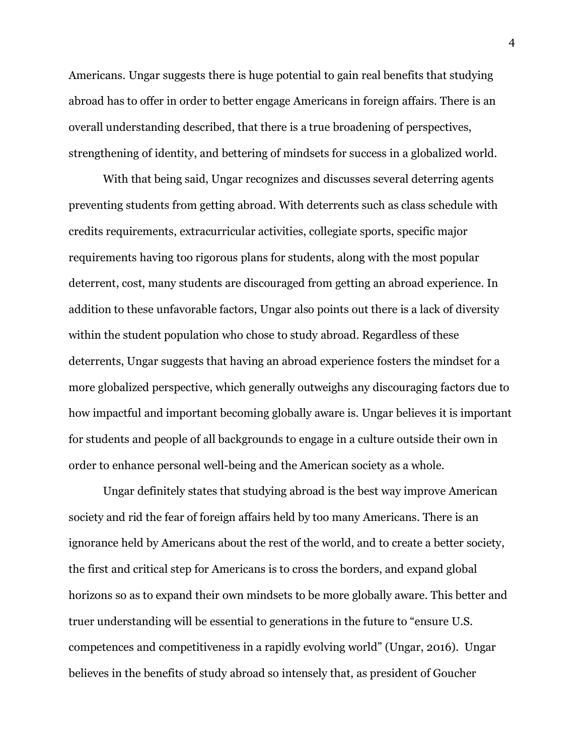Americans. Ungar suggests there is huge potential to gain real benefits that studying abroad has to offer in order to better engage Americans in foreign affairs. There is an overall understanding described, that there is a true broadening of perspectives, strengthening of identity, and bettering of mindsets for success in a globalized world.

With that being said, Ungar recognizes and discusses several deterring agents preventing students from getting abroad. With deterrents such as class schedule with credits requirements, extracurricular activities, collegiate sports, specific major requirements having too rigorous plans for students, along with the most popular deterrent, cost, many students are discouraged from getting an abroad experience. In addition to these unfavorable factors, Ungar also points out there is a lack of diversity within the student population who chose to study abroad. Regardless of these deterrents, Ungar suggests that having an abroad experience fosters the mindset for a more globalized perspective, which generally outweighs any discouraging factors due to how impactful and important becoming globally aware is. Ungar believes it is important for students and people of all backgrounds to engage in a culture outside their own in order to enhance personal well-being and the American society as a whole.

Ungar definitely states that studying abroad is the best way improve American society and rid the fear of foreign affairs held by too many Americans. There is an ignorance held by Americans about the rest of the world, and to create a better society, the first and critical step for Americans is to cross the borders, and expand global horizons so as to expand their own mindsets to be more globally aware. This better and truer understanding will be essential to generations in the future to "ensure U.S. competences and competitiveness in a rapidly evolving world" (Ungar, 2016). Ungar believes in the benefits of study abroad so intensely that, as president of Goucher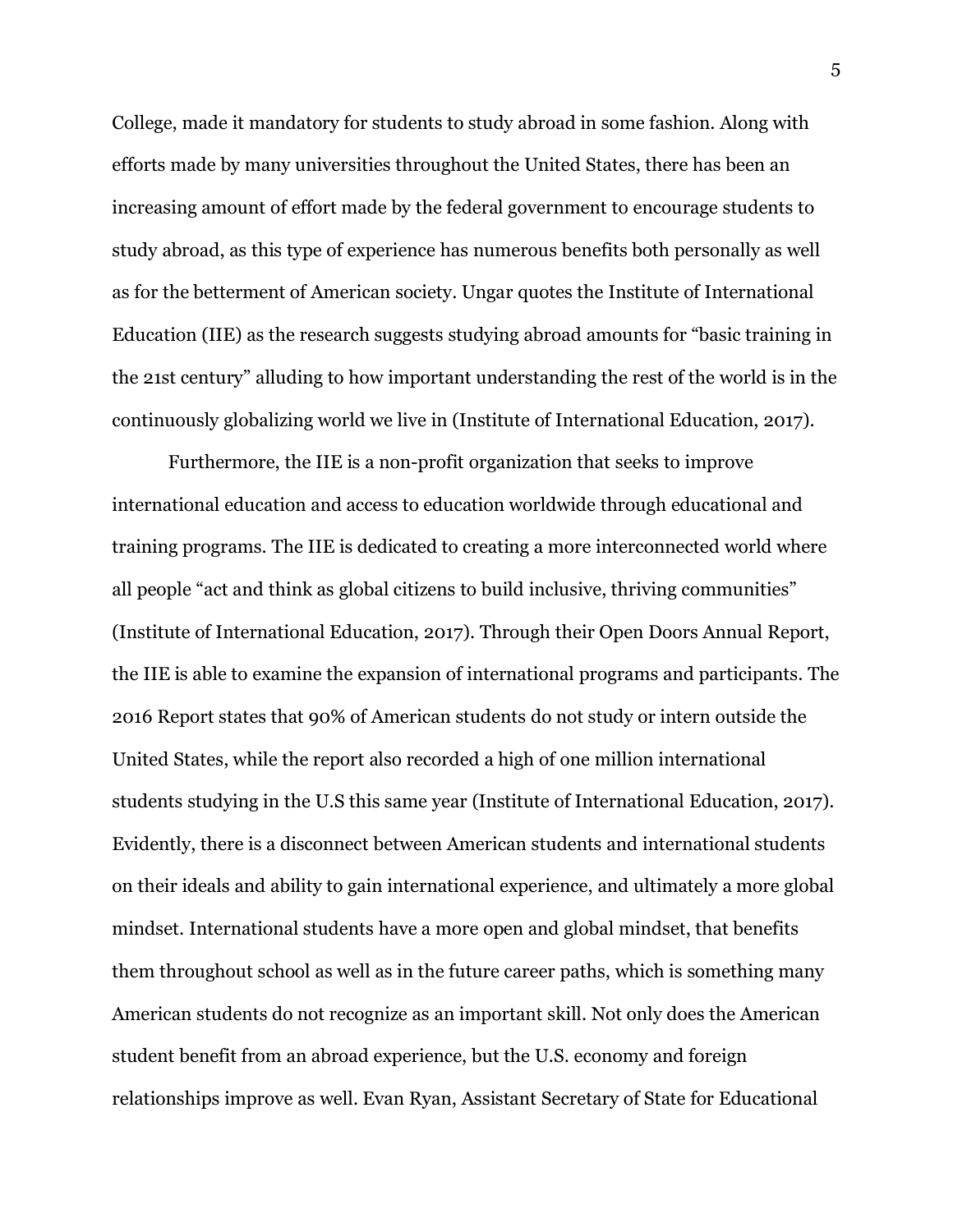College, made it mandatory for students to study abroad in some fashion. Along with efforts made by many universities throughout the United States, there has been an increasing amount of effort made by the federal government to encourage students to study abroad, as this type of experience has numerous benefits both personally as well as for the betterment of American society. Ungar quotes the Institute of International Education (IIE) as the research suggests studying abroad amounts for "basic training in the 21st century" alluding to how important understanding the rest of the world is in the continuously globalizing world we live in (Institute of International Education, 2017).

Furthermore, the IIE is a non-profit organization that seeks to improve international education and access to education worldwide through educational and training programs. The IIE is dedicated to creating a more interconnected world where all people "act and think as global citizens to build inclusive, thriving communities" (Institute of International Education, 2017). Through their Open Doors Annual Report, the IIE is able to examine the expansion of international programs and participants. The 2016 Report states that 90% of American students do not study or intern outside the United States, while the report also recorded a high of one million international students studying in the U.S this same year (Institute of International Education, 2017). Evidently, there is a disconnect between American students and international students on their ideals and ability to gain international experience, and ultimately a more global mindset. International students have a more open and global mindset, that benefits them throughout school as well as in the future career paths, which is something many American students do not recognize as an important skill. Not only does the American student benefit from an abroad experience, but the U.S. economy and foreign relationships improve as well. Evan Ryan, Assistant Secretary of State for Educational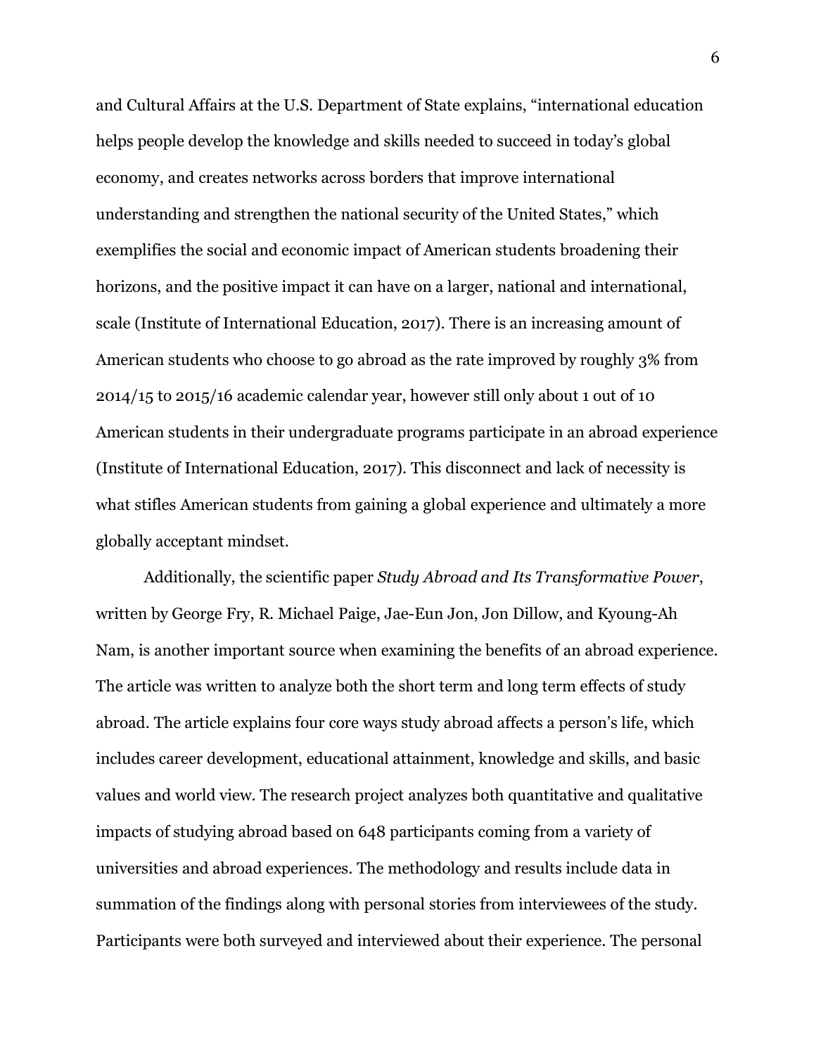and Cultural Affairs at the U.S. Department of State explains, "international education helps people develop the knowledge and skills needed to succeed in today's global economy, and creates networks across borders that improve international understanding and strengthen the national security of the United States," which exemplifies the social and economic impact of American students broadening their horizons, and the positive impact it can have on a larger, national and international, scale (Institute of International Education, 2017). There is an increasing amount of American students who choose to go abroad as the rate improved by roughly 3% from 2014/15 to 2015/16 academic calendar year, however still only about 1 out of 10 American students in their undergraduate programs participate in an abroad experience (Institute of International Education, 2017). This disconnect and lack of necessity is what stifles American students from gaining a global experience and ultimately a more globally acceptant mindset.

Additionally, the scientific paper *Study Abroad and Its Transformative Power*, written by George Fry, R. Michael Paige, Jae-Eun Jon, Jon Dillow, and Kyoung-Ah Nam, is another important source when examining the benefits of an abroad experience. The article was written to analyze both the short term and long term effects of study abroad. The article explains four core ways study abroad affects a person's life, which includes career development, educational attainment, knowledge and skills, and basic values and world view. The research project analyzes both quantitative and qualitative impacts of studying abroad based on 648 participants coming from a variety of universities and abroad experiences. The methodology and results include data in summation of the findings along with personal stories from interviewees of the study. Participants were both surveyed and interviewed about their experience. The personal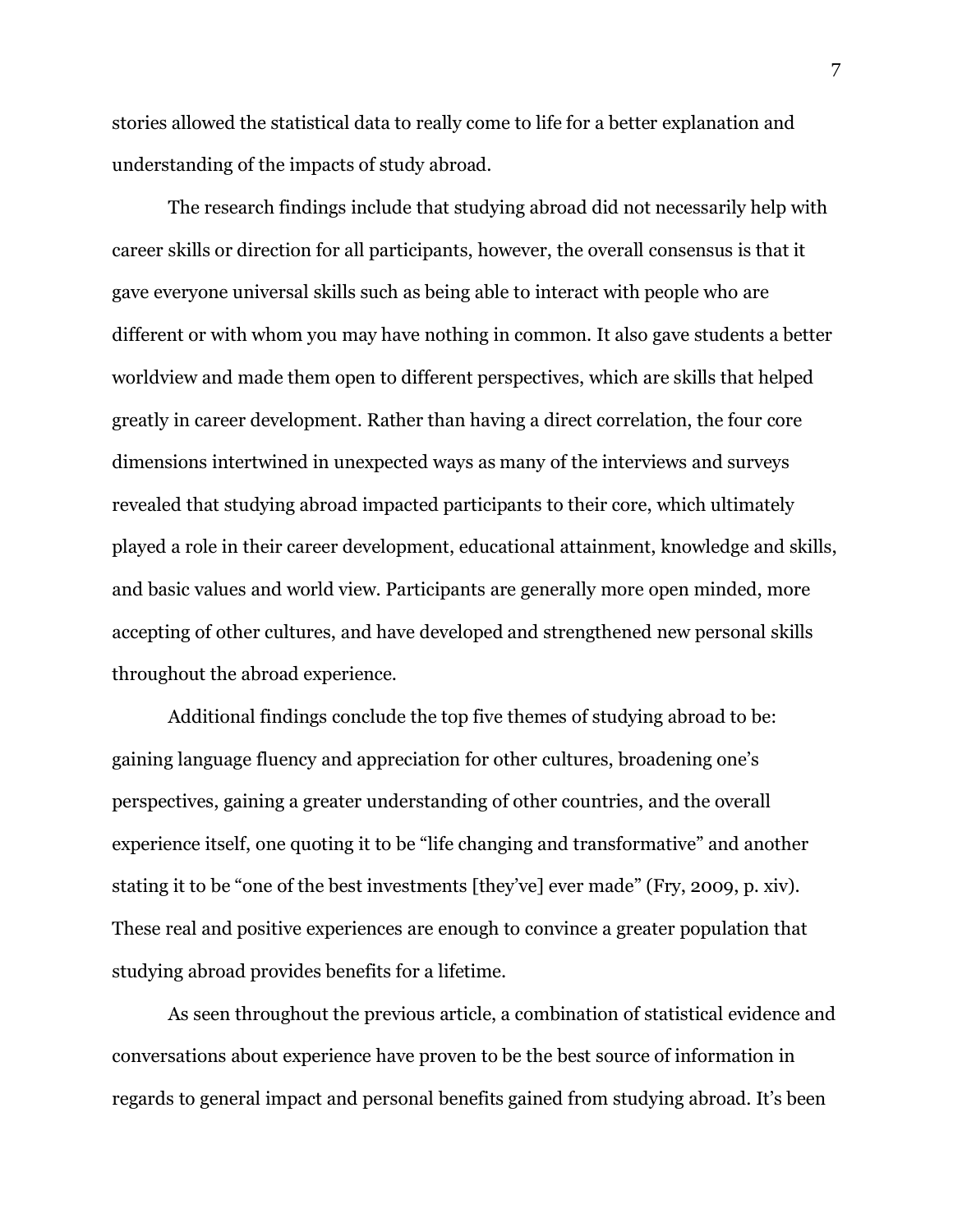stories allowed the statistical data to really come to life for a better explanation and understanding of the impacts of study abroad.

The research findings include that studying abroad did not necessarily help with career skills or direction for all participants, however, the overall consensus is that it gave everyone universal skills such as being able to interact with people who are different or with whom you may have nothing in common. It also gave students a better worldview and made them open to different perspectives, which are skills that helped greatly in career development. Rather than having a direct correlation, the four core dimensions intertwined in unexpected ways as many of the interviews and surveys revealed that studying abroad impacted participants to their core, which ultimately played a role in their career development, educational attainment, knowledge and skills, and basic values and world view. Participants are generally more open minded, more accepting of other cultures, and have developed and strengthened new personal skills throughout the abroad experience.

Additional findings conclude the top five themes of studying abroad to be: gaining language fluency and appreciation for other cultures, broadening one's perspectives, gaining a greater understanding of other countries, and the overall experience itself, one quoting it to be "life changing and transformative" and another stating it to be "one of the best investments [they've] ever made" (Fry, 2009, p. xiv). These real and positive experiences are enough to convince a greater population that studying abroad provides benefits for a lifetime.

As seen throughout the previous article, a combination of statistical evidence and conversations about experience have proven to be the best source of information in regards to general impact and personal benefits gained from studying abroad. It's been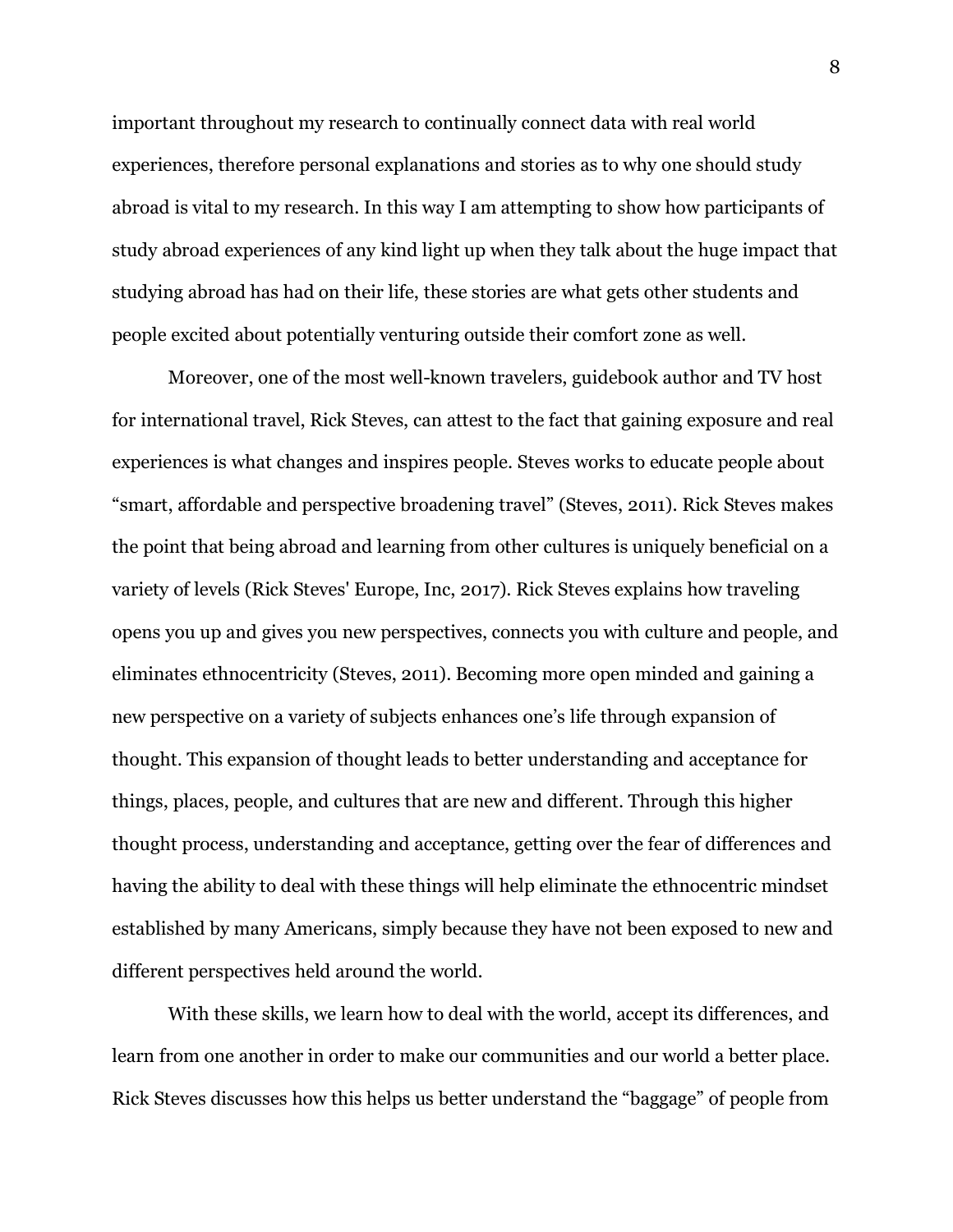important throughout my research to continually connect data with real world experiences, therefore personal explanations and stories as to why one should study abroad is vital to my research. In this way I am attempting to show how participants of study abroad experiences of any kind light up when they talk about the huge impact that studying abroad has had on their life, these stories are what gets other students and people excited about potentially venturing outside their comfort zone as well.

Moreover, one of the most well-known travelers, guidebook author and TV host for international travel, Rick Steves, can attest to the fact that gaining exposure and real experiences is what changes and inspires people. Steves works to educate people about "smart, affordable and perspective broadening travel" (Steves, 2011). Rick Steves makes the point that being abroad and learning from other cultures is uniquely beneficial on a variety of levels (Rick Steves' Europe, Inc, 2017). Rick Steves explains how traveling opens you up and gives you new perspectives, connects you with culture and people, and eliminates ethnocentricity (Steves, 2011). Becoming more open minded and gaining a new perspective on a variety of subjects enhances one's life through expansion of thought. This expansion of thought leads to better understanding and acceptance for things, places, people, and cultures that are new and different. Through this higher thought process, understanding and acceptance, getting over the fear of differences and having the ability to deal with these things will help eliminate the ethnocentric mindset established by many Americans, simply because they have not been exposed to new and different perspectives held around the world.

With these skills, we learn how to deal with the world, accept its differences, and learn from one another in order to make our communities and our world a better place. Rick Steves discusses how this helps us better understand the "baggage" of people from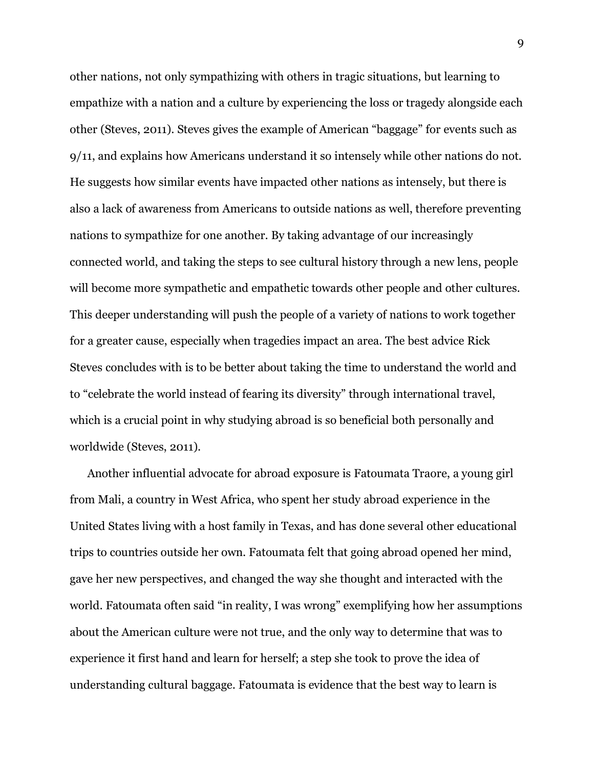other nations, not only sympathizing with others in tragic situations, but learning to empathize with a nation and a culture by experiencing the loss or tragedy alongside each other (Steves, 2011). Steves gives the example of American "baggage" for events such as 9/11, and explains how Americans understand it so intensely while other nations do not. He suggests how similar events have impacted other nations as intensely, but there is also a lack of awareness from Americans to outside nations as well, therefore preventing nations to sympathize for one another. By taking advantage of our increasingly connected world, and taking the steps to see cultural history through a new lens, people will become more sympathetic and empathetic towards other people and other cultures. This deeper understanding will push the people of a variety of nations to work together for a greater cause, especially when tragedies impact an area. The best advice Rick Steves concludes with is to be better about taking the time to understand the world and to "celebrate the world instead of fearing its diversity" through international travel, which is a crucial point in why studying abroad is so beneficial both personally and worldwide (Steves, 2011).

Another influential advocate for abroad exposure is Fatoumata Traore, a young girl from Mali, a country in West Africa, who spent her study abroad experience in the United States living with a host family in Texas, and has done several other educational trips to countries outside her own. Fatoumata felt that going abroad opened her mind, gave her new perspectives, and changed the way she thought and interacted with the world. Fatoumata often said "in reality, I was wrong" exemplifying how her assumptions about the American culture were not true, and the only way to determine that was to experience it first hand and learn for herself; a step she took to prove the idea of understanding cultural baggage. Fatoumata is evidence that the best way to learn is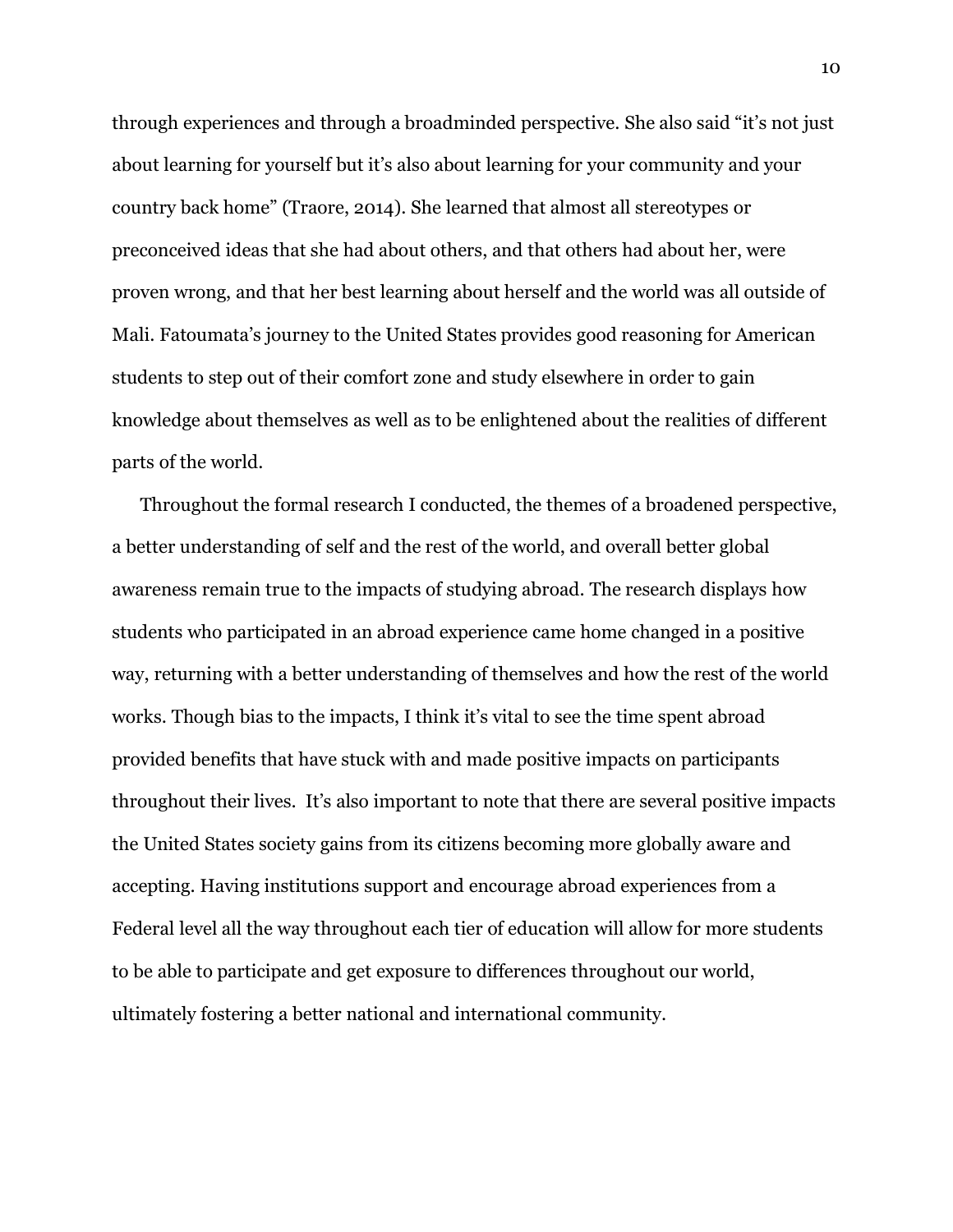through experiences and through a broadminded perspective. She also said "it's not just about learning for yourself but it's also about learning for your community and your country back home" (Traore, 2014). She learned that almost all stereotypes or preconceived ideas that she had about others, and that others had about her, were proven wrong, and that her best learning about herself and the world was all outside of Mali. Fatoumata's journey to the United States provides good reasoning for American students to step out of their comfort zone and study elsewhere in order to gain knowledge about themselves as well as to be enlightened about the realities of different parts of the world.

Throughout the formal research I conducted, the themes of a broadened perspective, a better understanding of self and the rest of the world, and overall better global awareness remain true to the impacts of studying abroad. The research displays how students who participated in an abroad experience came home changed in a positive way, returning with a better understanding of themselves and how the rest of the world works. Though bias to the impacts, I think it's vital to see the time spent abroad provided benefits that have stuck with and made positive impacts on participants throughout their lives. It's also important to note that there are several positive impacts the United States society gains from its citizens becoming more globally aware and accepting. Having institutions support and encourage abroad experiences from a Federal level all the way throughout each tier of education will allow for more students to be able to participate and get exposure to differences throughout our world, ultimately fostering a better national and international community.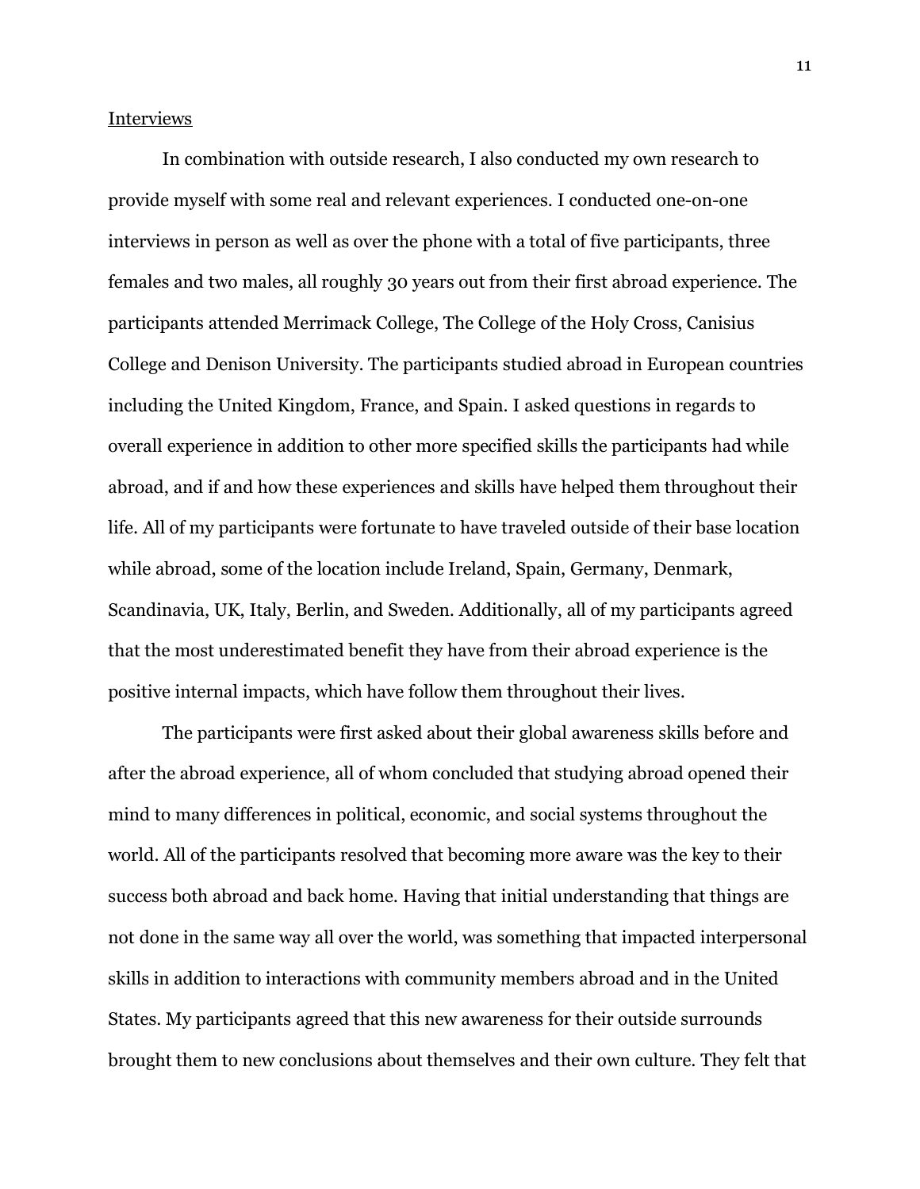Interviews

In combination with outside research, I also conducted my own research to provide myself with some real and relevant experiences. I conducted one-on-one interviews in person as well as over the phone with a total of five participants, three females and two males, all roughly 30 years out from their first abroad experience. The participants attended Merrimack College, The College of the Holy Cross, Canisius College and Denison University. The participants studied abroad in European countries including the United Kingdom, France, and Spain. I asked questions in regards to overall experience in addition to other more specified skills the participants had while abroad, and if and how these experiences and skills have helped them throughout their life. All of my participants were fortunate to have traveled outside of their base location while abroad, some of the location include Ireland, Spain, Germany, Denmark, Scandinavia, UK, Italy, Berlin, and Sweden. Additionally, all of my participants agreed that the most underestimated benefit they have from their abroad experience is the positive internal impacts, which have follow them throughout their lives.

The participants were first asked about their global awareness skills before and after the abroad experience, all of whom concluded that studying abroad opened their mind to many differences in political, economic, and social systems throughout the world. All of the participants resolved that becoming more aware was the key to their success both abroad and back home. Having that initial understanding that things are not done in the same way all over the world, was something that impacted interpersonal skills in addition to interactions with community members abroad and in the United States. My participants agreed that this new awareness for their outside surrounds brought them to new conclusions about themselves and their own culture. They felt that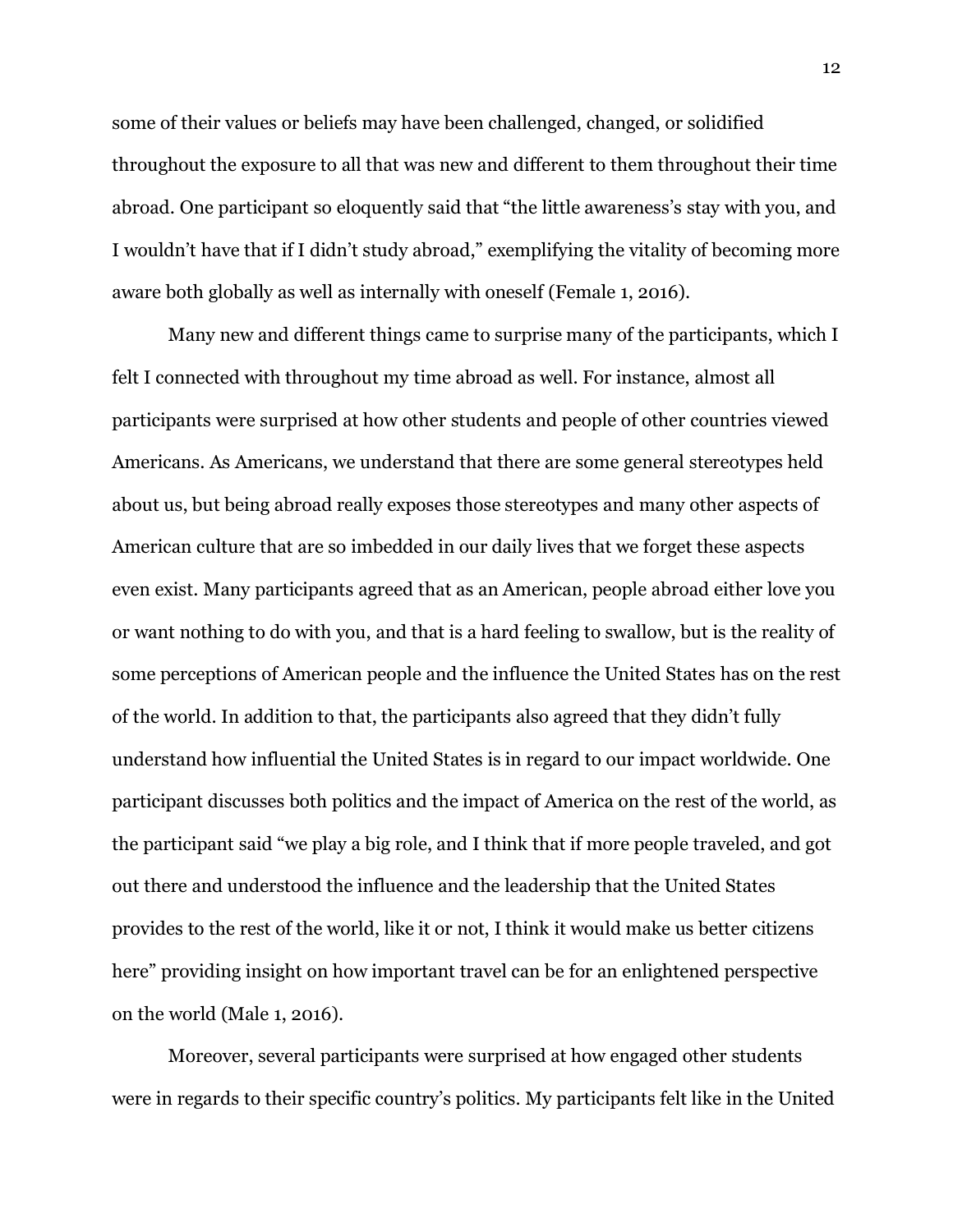some of their values or beliefs may have been challenged, changed, or solidified throughout the exposure to all that was new and different to them throughout their time abroad. One participant so eloquently said that "the little awareness's stay with you, and I wouldn't have that if I didn't study abroad," exemplifying the vitality of becoming more aware both globally as well as internally with oneself (Female 1, 2016).

Many new and different things came to surprise many of the participants, which I felt I connected with throughout my time abroad as well. For instance, almost all participants were surprised at how other students and people of other countries viewed Americans. As Americans, we understand that there are some general stereotypes held about us, but being abroad really exposes those stereotypes and many other aspects of American culture that are so imbedded in our daily lives that we forget these aspects even exist. Many participants agreed that as an American, people abroad either love you or want nothing to do with you, and that is a hard feeling to swallow, but is the reality of some perceptions of American people and the influence the United States has on the rest of the world. In addition to that, the participants also agreed that they didn't fully understand how influential the United States is in regard to our impact worldwide. One participant discusses both politics and the impact of America on the rest of the world, as the participant said "we play a big role, and I think that if more people traveled, and got out there and understood the influence and the leadership that the United States provides to the rest of the world, like it or not, I think it would make us better citizens here" providing insight on how important travel can be for an enlightened perspective on the world (Male 1, 2016).

Moreover, several participants were surprised at how engaged other students were in regards to their specific country's politics. My participants felt like in the United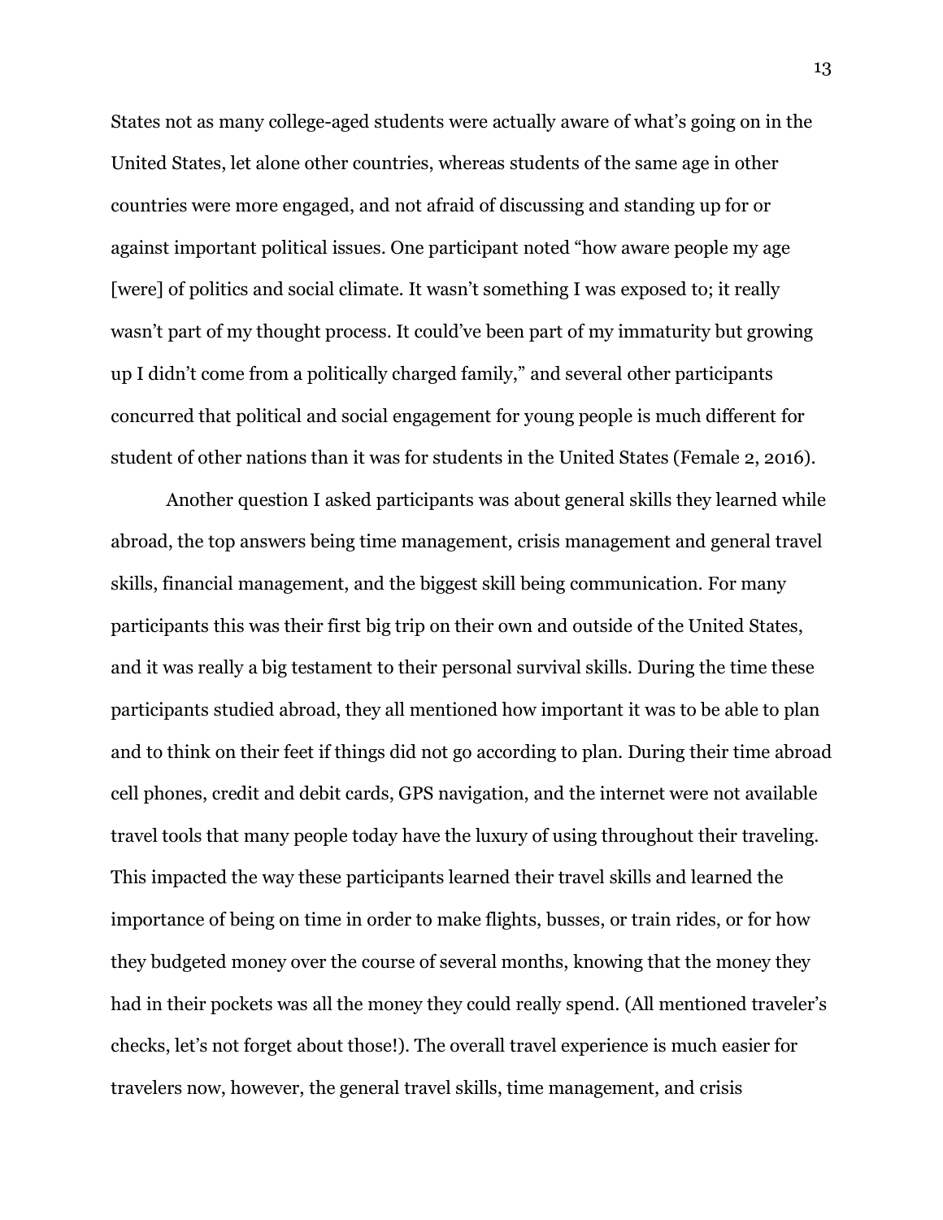States not as many college-aged students were actually aware of what's going on in the United States, let alone other countries, whereas students of the same age in other countries were more engaged, and not afraid of discussing and standing up for or against important political issues. One participant noted "how aware people my age [were] of politics and social climate. It wasn't something I was exposed to; it really wasn't part of my thought process. It could've been part of my immaturity but growing up I didn't come from a politically charged family," and several other participants concurred that political and social engagement for young people is much different for student of other nations than it was for students in the United States (Female 2, 2016).

Another question I asked participants was about general skills they learned while abroad, the top answers being time management, crisis management and general travel skills, financial management, and the biggest skill being communication. For many participants this was their first big trip on their own and outside of the United States, and it was really a big testament to their personal survival skills. During the time these participants studied abroad, they all mentioned how important it was to be able to plan and to think on their feet if things did not go according to plan. During their time abroad cell phones, credit and debit cards, GPS navigation, and the internet were not available travel tools that many people today have the luxury of using throughout their traveling. This impacted the way these participants learned their travel skills and learned the importance of being on time in order to make flights, busses, or train rides, or for how they budgeted money over the course of several months, knowing that the money they had in their pockets was all the money they could really spend. (All mentioned traveler's checks, let's not forget about those!). The overall travel experience is much easier for travelers now, however, the general travel skills, time management, and crisis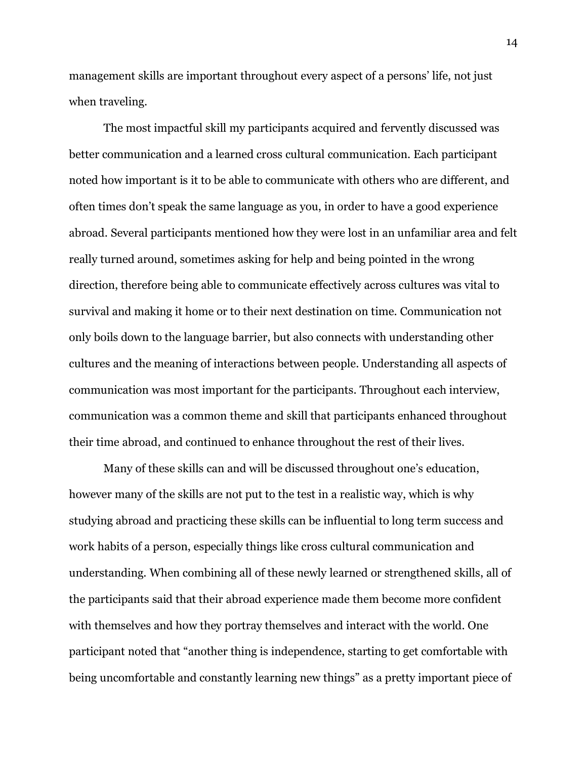management skills are important throughout every aspect of a persons' life, not just when traveling.

The most impactful skill my participants acquired and fervently discussed was better communication and a learned cross cultural communication. Each participant noted how important is it to be able to communicate with others who are different, and often times don't speak the same language as you, in order to have a good experience abroad. Several participants mentioned how they were lost in an unfamiliar area and felt really turned around, sometimes asking for help and being pointed in the wrong direction, therefore being able to communicate effectively across cultures was vital to survival and making it home or to their next destination on time. Communication not only boils down to the language barrier, but also connects with understanding other cultures and the meaning of interactions between people. Understanding all aspects of communication was most important for the participants. Throughout each interview, communication was a common theme and skill that participants enhanced throughout their time abroad, and continued to enhance throughout the rest of their lives.

Many of these skills can and will be discussed throughout one's education, however many of the skills are not put to the test in a realistic way, which is why studying abroad and practicing these skills can be influential to long term success and work habits of a person, especially things like cross cultural communication and understanding. When combining all of these newly learned or strengthened skills, all of the participants said that their abroad experience made them become more confident with themselves and how they portray themselves and interact with the world. One participant noted that "another thing is independence, starting to get comfortable with being uncomfortable and constantly learning new things" as a pretty important piece of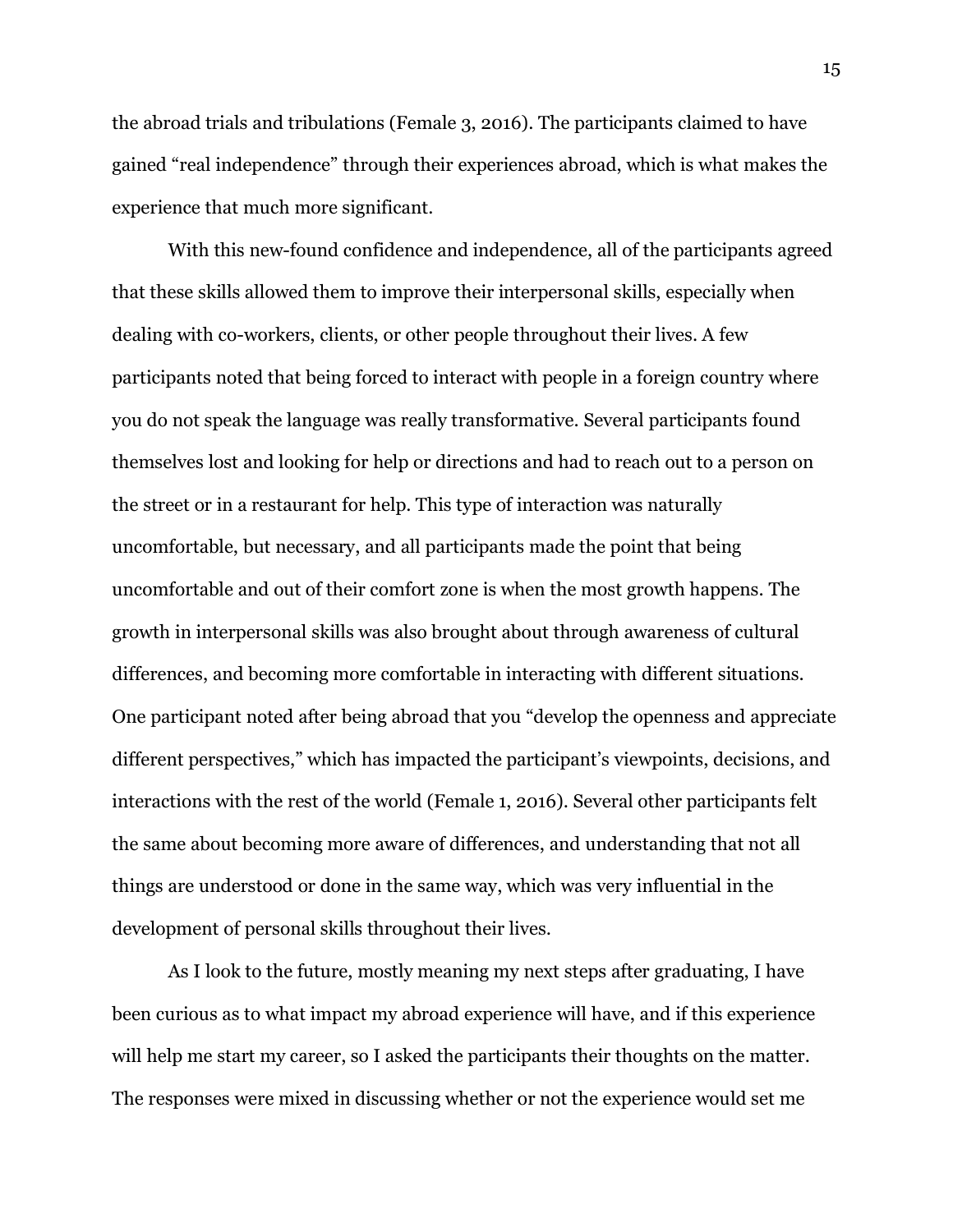the abroad trials and tribulations (Female 3, 2016). The participants claimed to have gained "real independence" through their experiences abroad, which is what makes the experience that much more significant.

With this new-found confidence and independence, all of the participants agreed that these skills allowed them to improve their interpersonal skills, especially when dealing with co-workers, clients, or other people throughout their lives. A few participants noted that being forced to interact with people in a foreign country where you do not speak the language was really transformative. Several participants found themselves lost and looking for help or directions and had to reach out to a person on the street or in a restaurant for help. This type of interaction was naturally uncomfortable, but necessary, and all participants made the point that being uncomfortable and out of their comfort zone is when the most growth happens. The growth in interpersonal skills was also brought about through awareness of cultural differences, and becoming more comfortable in interacting with different situations. One participant noted after being abroad that you "develop the openness and appreciate different perspectives," which has impacted the participant's viewpoints, decisions, and interactions with the rest of the world (Female 1, 2016). Several other participants felt the same about becoming more aware of differences, and understanding that not all things are understood or done in the same way, which was very influential in the development of personal skills throughout their lives.

As I look to the future, mostly meaning my next steps after graduating, I have been curious as to what impact my abroad experience will have, and if this experience will help me start my career, so I asked the participants their thoughts on the matter. The responses were mixed in discussing whether or not the experience would set me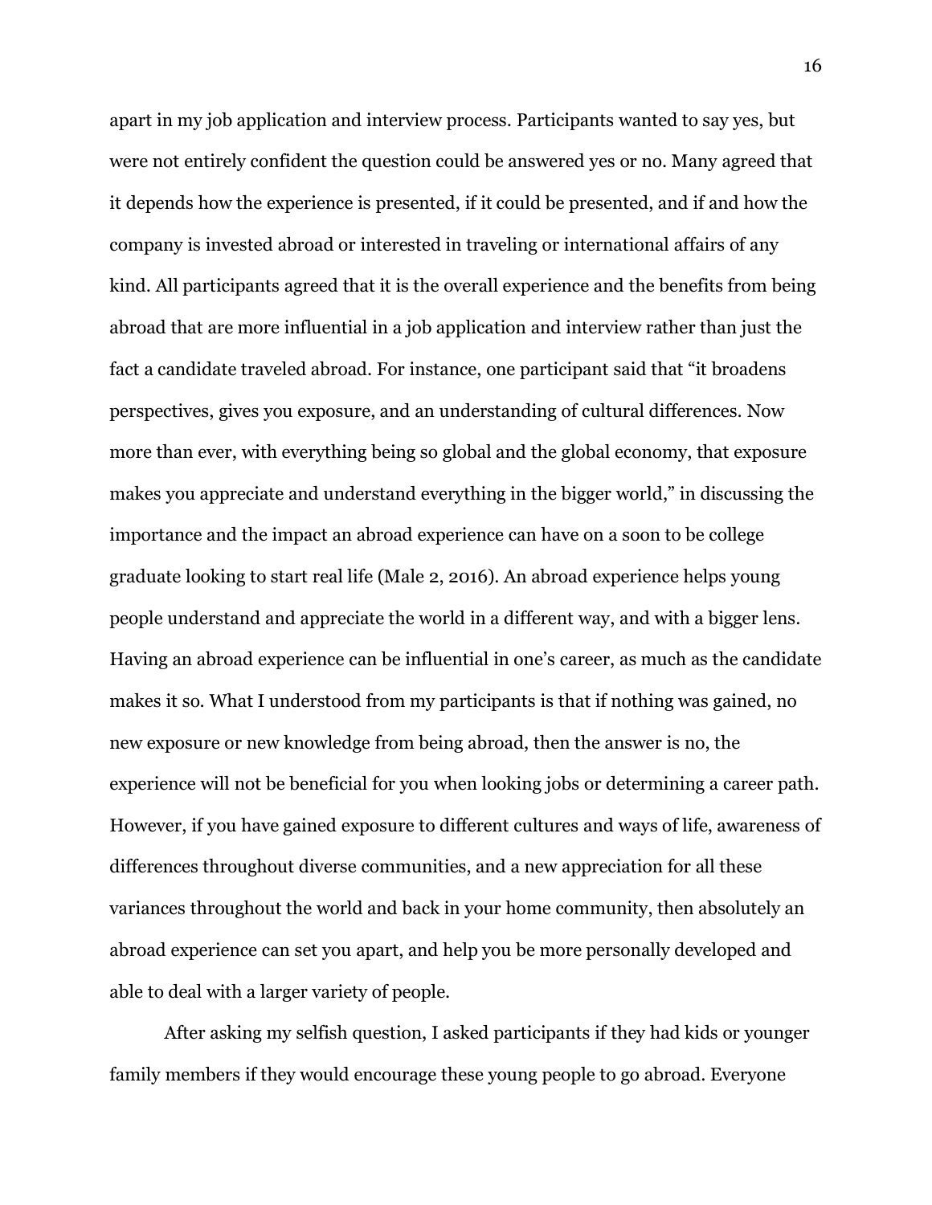apart in my job application and interview process. Participants wanted to say yes, but were not entirely confident the question could be answered yes or no. Many agreed that it depends how the experience is presented, if it could be presented, and if and how the company is invested abroad or interested in traveling or international affairs of any kind. All participants agreed that it is the overall experience and the benefits from being abroad that are more influential in a job application and interview rather than just the fact a candidate traveled abroad. For instance, one participant said that "it broadens perspectives, gives you exposure, and an understanding of cultural differences. Now more than ever, with everything being so global and the global economy, that exposure makes you appreciate and understand everything in the bigger world," in discussing the importance and the impact an abroad experience can have on a soon to be college graduate looking to start real life (Male 2, 2016). An abroad experience helps young people understand and appreciate the world in a different way, and with a bigger lens. Having an abroad experience can be influential in one's career, as much as the candidate makes it so. What I understood from my participants is that if nothing was gained, no new exposure or new knowledge from being abroad, then the answer is no, the experience will not be beneficial for you when looking jobs or determining a career path. However, if you have gained exposure to different cultures and ways of life, awareness of differences throughout diverse communities, and a new appreciation for all these variances throughout the world and back in your home community, then absolutely an abroad experience can set you apart, and help you be more personally developed and able to deal with a larger variety of people.

After asking my selfish question, I asked participants if they had kids or younger family members if they would encourage these young people to go abroad. Everyone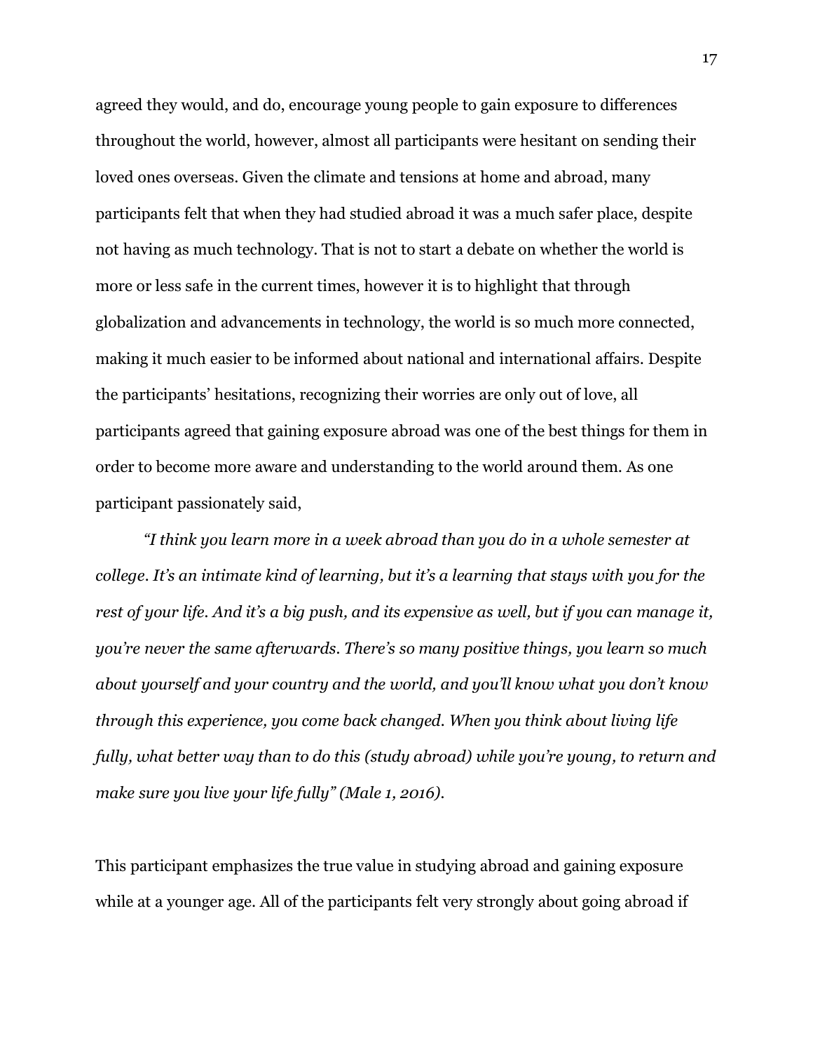agreed they would, and do, encourage young people to gain exposure to differences throughout the world, however, almost all participants were hesitant on sending their loved ones overseas. Given the climate and tensions at home and abroad, many participants felt that when they had studied abroad it was a much safer place, despite not having as much technology. That is not to start a debate on whether the world is more or less safe in the current times, however it is to highlight that through globalization and advancements in technology, the world is so much more connected, making it much easier to be informed about national and international affairs. Despite the participants' hesitations, recognizing their worries are only out of love, all participants agreed that gaining exposure abroad was one of the best things for them in order to become more aware and understanding to the world around them. As one participant passionately said,

> *"I think you learn more in a week abroad than you do in a whole semester at college. It's an intimate kind of learning, but it's a learning that stays with you for the rest of your life. And it's a big push, and its expensive as well, but if you can manage it, you're never the same afterwards. There's so many positive things, you learn so much about yourself and your country and the world, and you'll know what you don't know through this experience, you come back changed. When you think about living life fully, what better way than to do this (study abroad) while you're young, to return and make sure you live your life fully" (Male 1, 2016).*

This participant emphasizes the true value in studying abroad and gaining exposure while at a younger age. All of the participants felt very strongly about going abroad if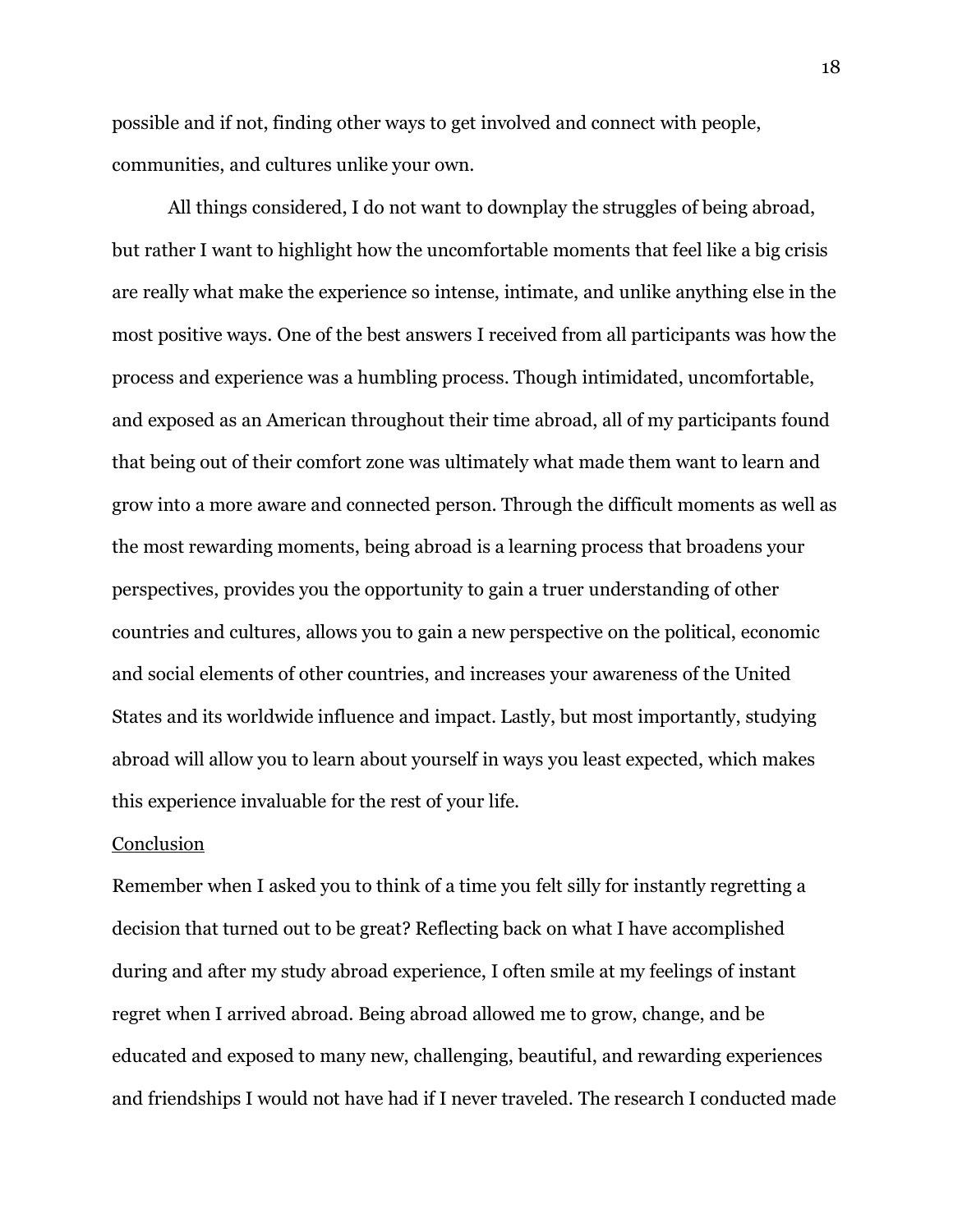possible and if not, finding other ways to get involved and connect with people, communities, and cultures unlike your own.

All things considered, I do not want to downplay the struggles of being abroad, but rather I want to highlight how the uncomfortable moments that feel like a big crisis are really what make the experience so intense, intimate, and unlike anything else in the most positive ways. One of the best answers I received from all participants was how the process and experience was a humbling process. Though intimidated, uncomfortable, and exposed as an American throughout their time abroad, all of my participants found that being out of their comfort zone was ultimately what made them want to learn and grow into a more aware and connected person. Through the difficult moments as well as the most rewarding moments, being abroad is a learning process that broadens your perspectives, provides you the opportunity to gain a truer understanding of other countries and cultures, allows you to gain a new perspective on the political, economic and social elements of other countries, and increases your awareness of the United States and its worldwide influence and impact. Lastly, but most importantly, studying abroad will allow you to learn about yourself in ways you least expected, which makes this experience invaluable for the rest of your life.

## Conclusion

Remember when I asked you to think of a time you felt silly for instantly regretting a decision that turned out to be great? Reflecting back on what I have accomplished during and after my study abroad experience, I often smile at my feelings of instant regret when I arrived abroad. Being abroad allowed me to grow, change, and be educated and exposed to many new, challenging, beautiful, and rewarding experiences and friendships I would not have had if I never traveled. The research I conducted made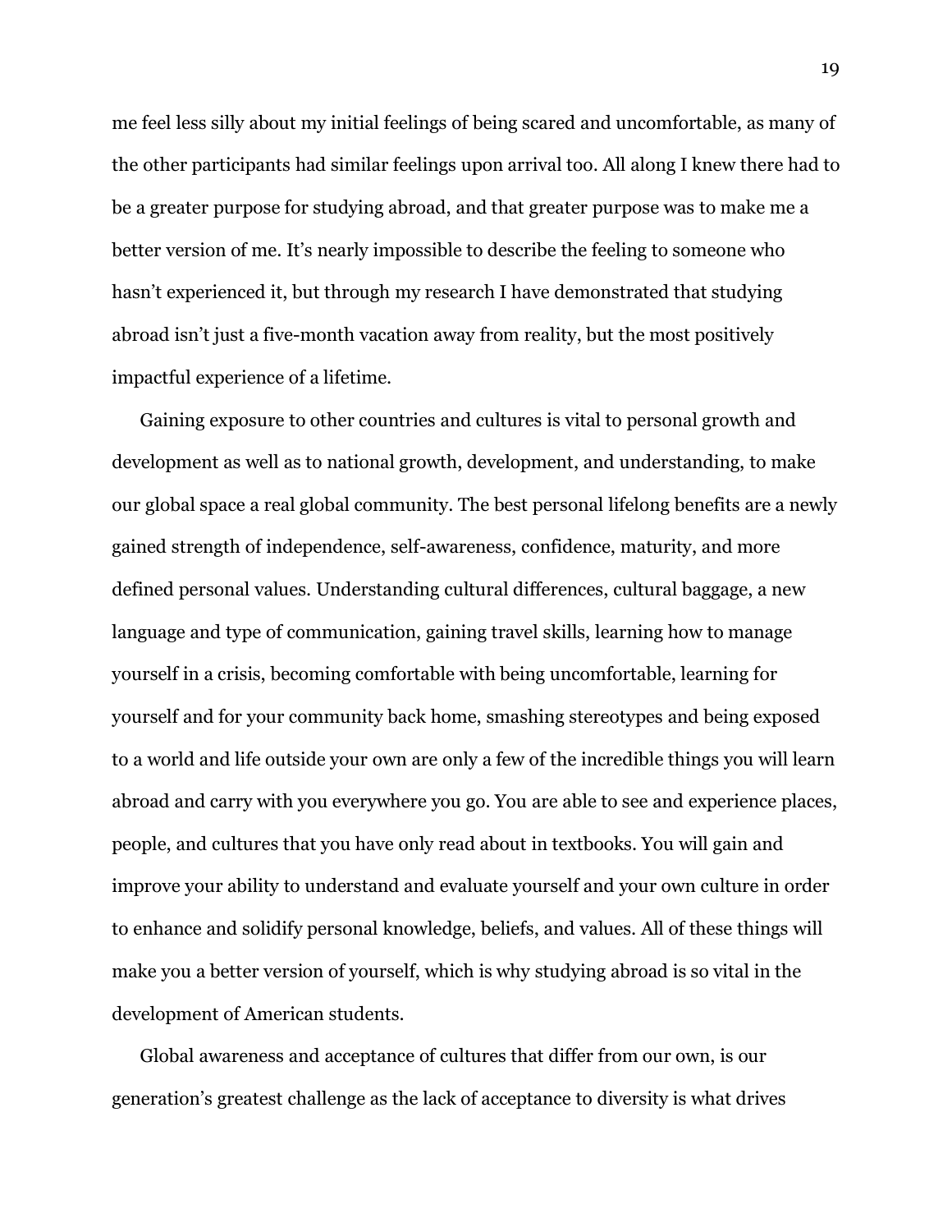me feel less silly about my initial feelings of being scared and uncomfortable, as many of the other participants had similar feelings upon arrival too. All along I knew there had to be a greater purpose for studying abroad, and that greater purpose was to make me a better version of me. It's nearly impossible to describe the feeling to someone who hasn't experienced it, but through my research I have demonstrated that studying abroad isn't just a five-month vacation away from reality, but the most positively impactful experience of a lifetime.

Gaining exposure to other countries and cultures is vital to personal growth and development as well as to national growth, development, and understanding, to make our global space a real global community. The best personal lifelong benefits are a newly gained strength of independence, self-awareness, confidence, maturity, and more defined personal values. Understanding cultural differences, cultural baggage, a new language and type of communication, gaining travel skills, learning how to manage yourself in a crisis, becoming comfortable with being uncomfortable, learning for yourself and for your community back home, smashing stereotypes and being exposed to a world and life outside your own are only a few of the incredible things you will learn abroad and carry with you everywhere you go. You are able to see and experience places, people, and cultures that you have only read about in textbooks. You will gain and improve your ability to understand and evaluate yourself and your own culture in order to enhance and solidify personal knowledge, beliefs, and values. All of these things will make you a better version of yourself, which is why studying abroad is so vital in the development of American students.

Global awareness and acceptance of cultures that differ from our own, is our generation's greatest challenge as the lack of acceptance to diversity is what drives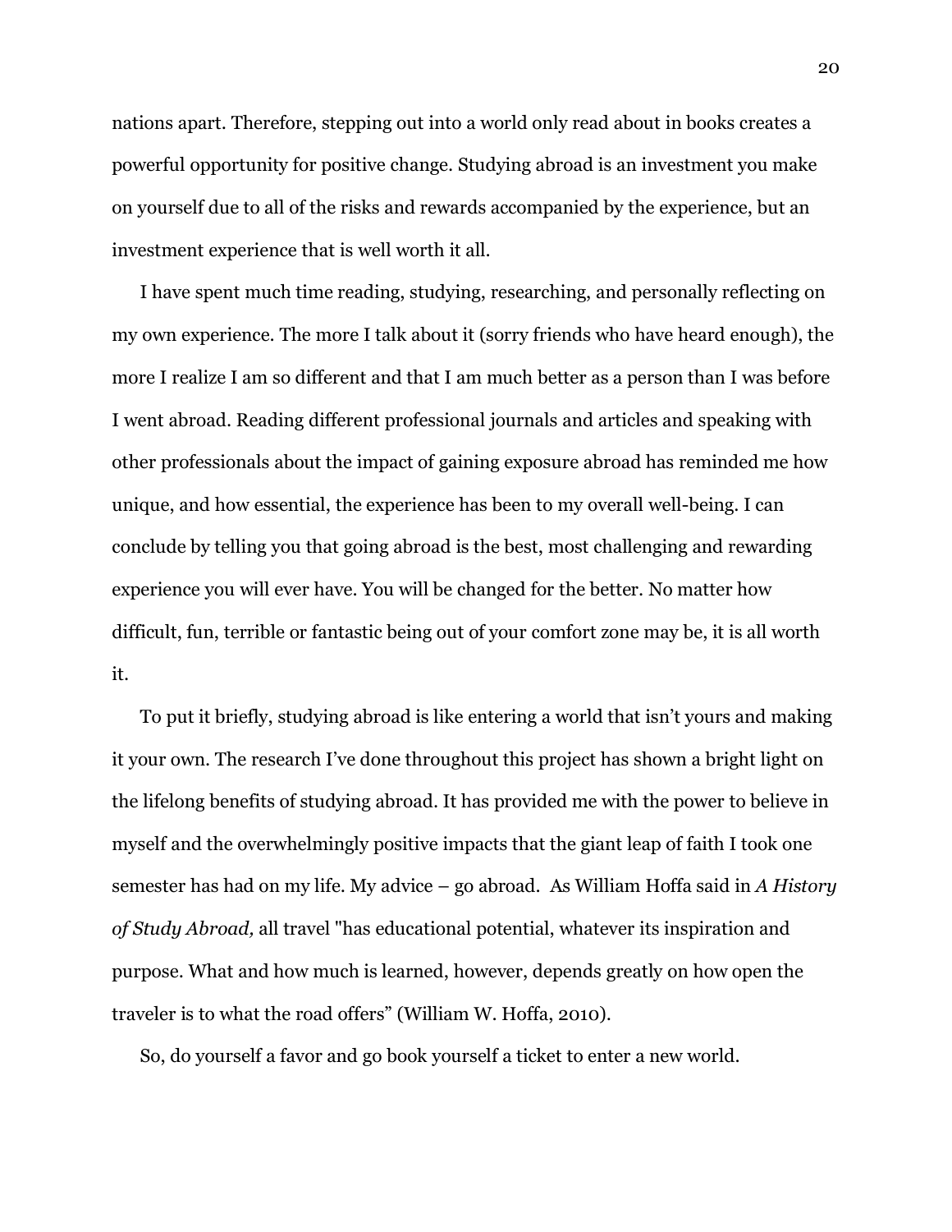nations apart. Therefore, stepping out into a world only read about in books creates a powerful opportunity for positive change. Studying abroad is an investment you make on yourself due to all of the risks and rewards accompanied by the experience, but an investment experience that is well worth it all.

I have spent much time reading, studying, researching, and personally reflecting on my own experience. The more I talk about it (sorry friends who have heard enough), the more I realize I am so different and that I am much better as a person than I was before I went abroad. Reading different professional journals and articles and speaking with other professionals about the impact of gaining exposure abroad has reminded me how unique, and how essential, the experience has been to my overall well-being. I can conclude by telling you that going abroad is the best, most challenging and rewarding experience you will ever have. You will be changed for the better. No matter how difficult, fun, terrible or fantastic being out of your comfort zone may be, it is all worth it.

To put it briefly, studying abroad is like entering a world that isn't yours and making it your own. The research I've done throughout this project has shown a bright light on the lifelong benefits of studying abroad. It has provided me with the power to believe in myself and the overwhelmingly positive impacts that the giant leap of faith I took one semester has had on my life. My advice – go abroad. As William Hoffa said in *A History of Study Abroad,* all travel "has educational potential, whatever its inspiration and purpose. What and how much is learned, however, depends greatly on how open the traveler is to what the road offers" (William W. Hoffa, 2010).

So, do yourself a favor and go book yourself a ticket to enter a new world.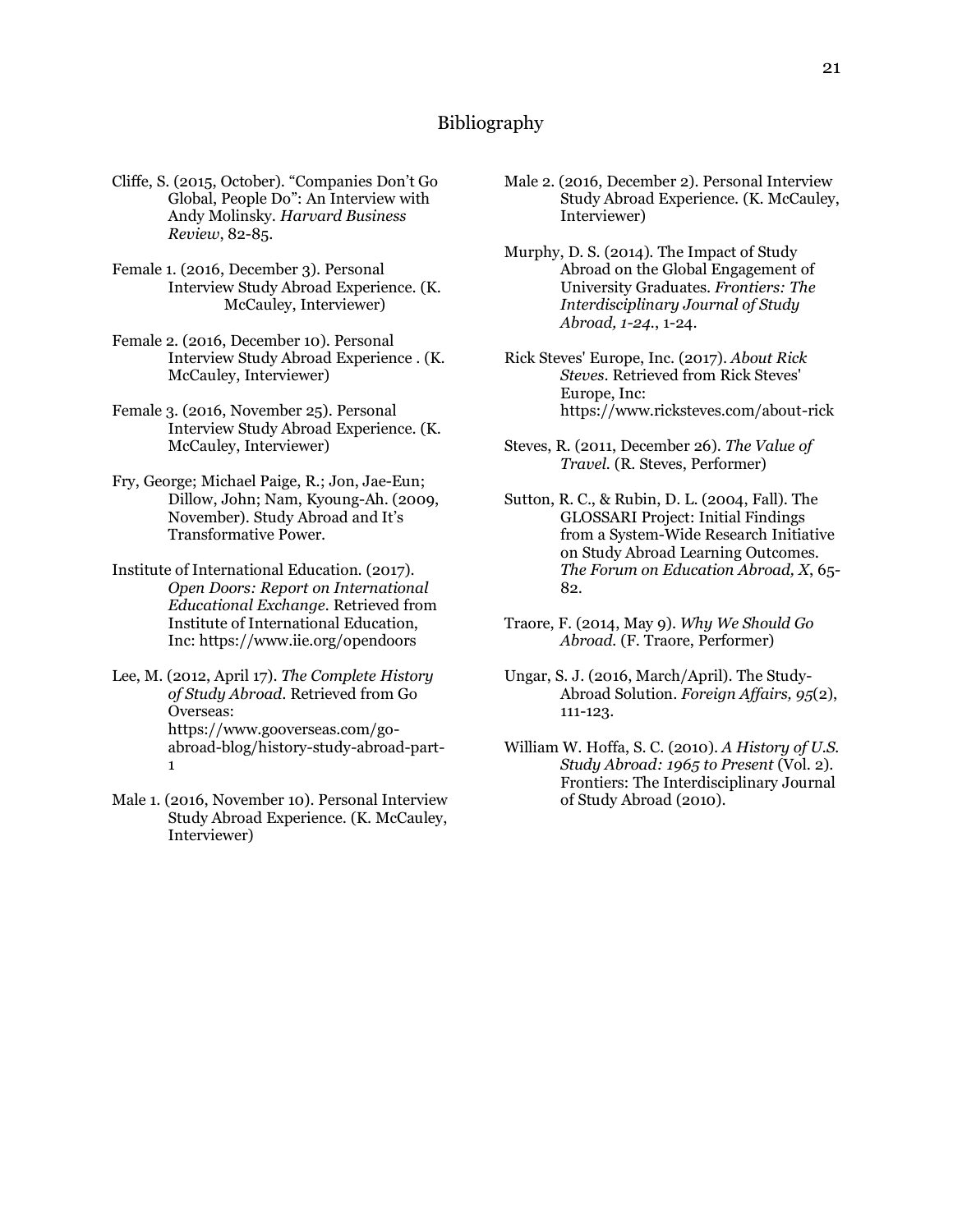# Bibliography

Cliffe, S. (2015, October). "Companies Don't Go Global, People Do": An Interview with Andy Molinsky. *Harvard Business Review*, 82-85.

Female 1. (2016, December 3). Personal Interview Study Abroad Experience. (K. McCauley, Interviewer)

Female 2. (2016, December 10). Personal Interview Study Abroad Experience . (K. McCauley, Interviewer)

Female 3. (2016, November 25). Personal Interview Study Abroad Experience. (K. McCauley, Interviewer)

Fry, George; Michael Paige, R.; Jon, Jae-Eun; Dillow, John; Nam, Kyoung-Ah. (2009, November). Study Abroad and It's Transformative Power.

Institute of International Education. (2017). *Open Doors: Report on International Educational Exchange*. Retrieved from Institute of International Education, Inc: https://www.iie.org/opendoors

Lee, M. (2012, April 17). *The Complete History of Study Abroad*. Retrieved from Go Overseas: https://www.gooverseas.com/go-abroad-blog/history-study-abroad-part-1

Male 1. (2016, November 10). Personal Interview Study Abroad Experience. (K. McCauley, Interviewer)

Male 2. (2016, December 2). Personal Interview Study Abroad Experience. (K. McCauley, Interviewer)

Murphy, D. S. (2014). The Impact of Study Abroad on the Global Engagement of University Graduates. *Frontiers: The Interdisciplinary Journal of Study Abroad, 1-24.*, 1-24.

Rick Steves' Europe, Inc. (2017). *About Rick Steves*. Retrieved from Rick Steves' Europe, Inc: https://www.ricksteves.com/about-rick

Steves, R. (2011, December 26). *The Value of Travel*. (R. Steves, Performer)

Sutton, R. C., & Rubin, D. L. (2004, Fall). The GLOSSARI Project: Initial Findings from a System-Wide Research Initiative on Study Abroad Learning Outcomes. *The Forum on Education Abroad, X*, 65-82.

Traore, F. (2014, May 9). *Why We Should Go Abroad*. (F. Traore, Performer)

Ungar, S. J. (2016, March/April). The Study-Abroad Solution. *Foreign Affairs, 95*(2), 111-123.

William W. Hoffa, S. C. (2010). *A History of U.S. Study Abroad: 1965 to Present* (Vol. 2). Frontiers: The Interdisciplinary Journal of Study Abroad (2010).